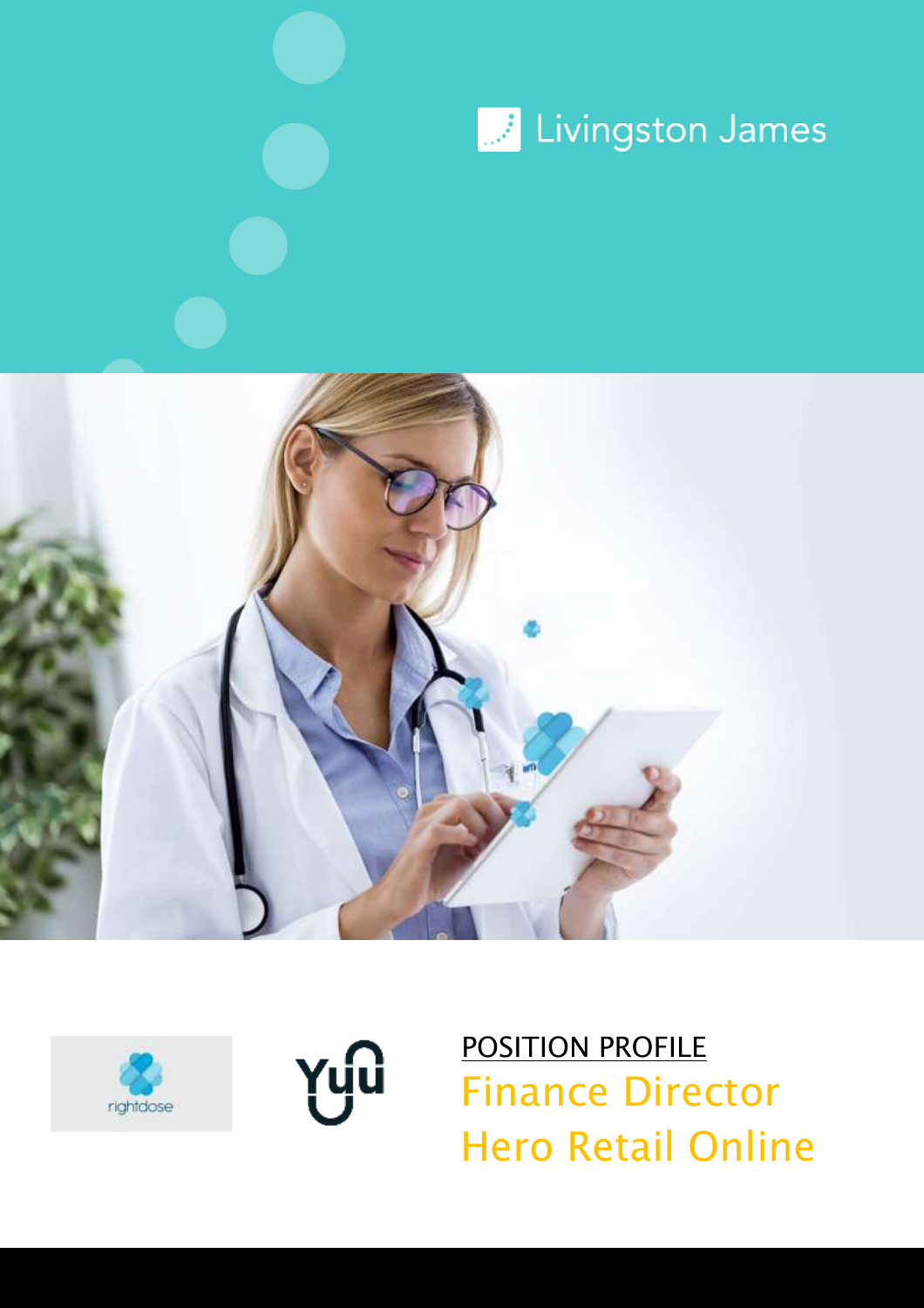Livingston James

rightdose

Yuu

POSITION PROFILE

# Finance Director
# Hero Retail Online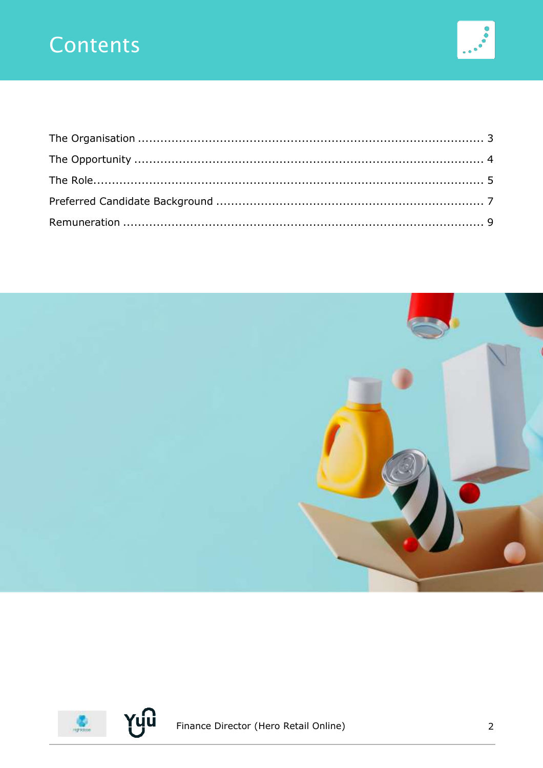# Contents

| | |
|---|---|
| The Organisation | 3 |
| The Opportunity | 4 |
| The Role | 5 |
| Preferred Candidate Background | 7 |
| Remuneration | 9 |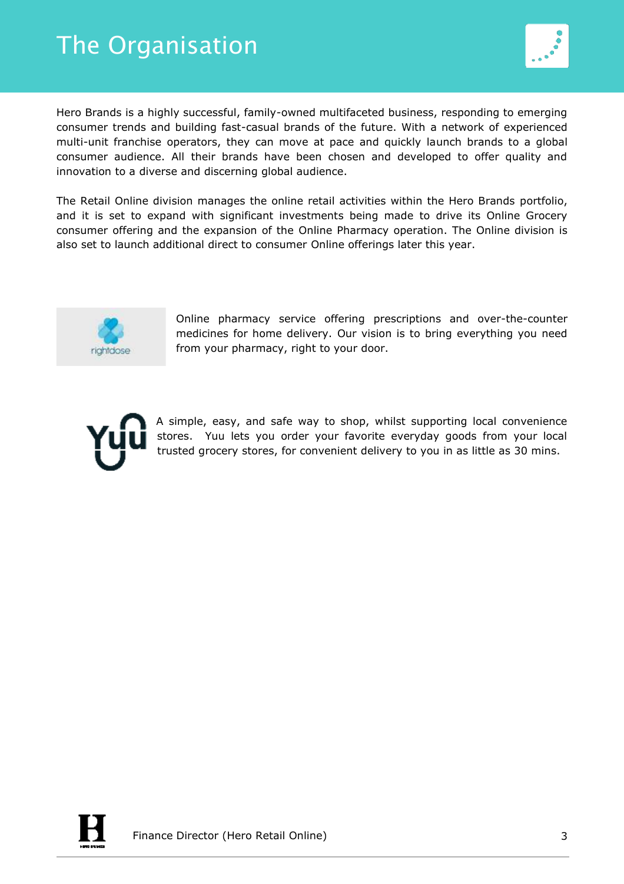# The Organisation

Hero Brands is a highly successful, family-owned multifaceted business, responding to emerging consumer trends and building fast-casual brands of the future. With a network of experienced multi-unit franchise operators, they can move at pace and quickly launch brands to a global consumer audience. All their brands have been chosen and developed to offer quality and innovation to a diverse and discerning global audience.

The Retail Online division manages the online retail activities within the Hero Brands portfolio, and it is set to expand with significant investments being made to drive its Online Grocery consumer offering and the expansion of the Online Pharmacy operation. The Online division is also set to launch additional direct to consumer Online offerings later this year.

rightdose

Online pharmacy service offering prescriptions and over-the-counter medicines for home delivery. Our vision is to bring everything you need from your pharmacy, right to your door.

Yuu

A simple, easy, and safe way to shop, whilst supporting local convenience stores. Yuu lets you order your favorite everyday goods from your local trusted grocery stores, for convenient delivery to you in as little as 30 mins.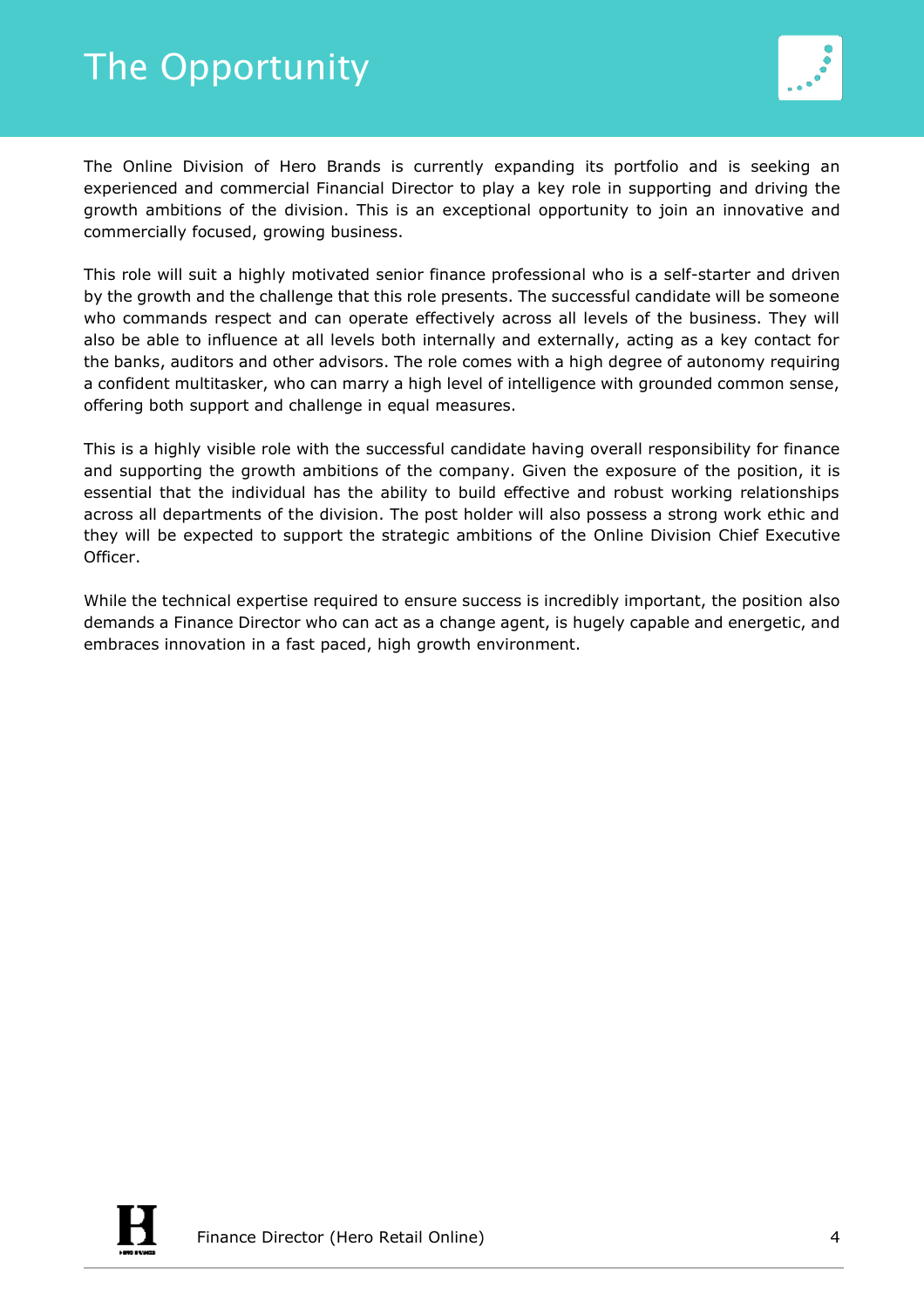# The Opportunity

The Online Division of Hero Brands is currently expanding its portfolio and is seeking an experienced and commercial Financial Director to play a key role in supporting and driving the growth ambitions of the division. This is an exceptional opportunity to join an innovative and commercially focused, growing business.

This role will suit a highly motivated senior finance professional who is a self-starter and driven by the growth and the challenge that this role presents. The successful candidate will be someone who commands respect and can operate effectively across all levels of the business. They will also be able to influence at all levels both internally and externally, acting as a key contact for the banks, auditors and other advisors. The role comes with a high degree of autonomy requiring a confident multitasker, who can marry a high level of intelligence with grounded common sense, offering both support and challenge in equal measures.

This is a highly visible role with the successful candidate having overall responsibility for finance and supporting the growth ambitions of the company. Given the exposure of the position, it is essential that the individual has the ability to build effective and robust working relationships across all departments of the division. The post holder will also possess a strong work ethic and they will be expected to support the strategic ambitions of the Online Division Chief Executive Officer.

While the technical expertise required to ensure success is incredibly important, the position also demands a Finance Director who can act as a change agent, is hugely capable and energetic, and embraces innovation in a fast paced, high growth environment.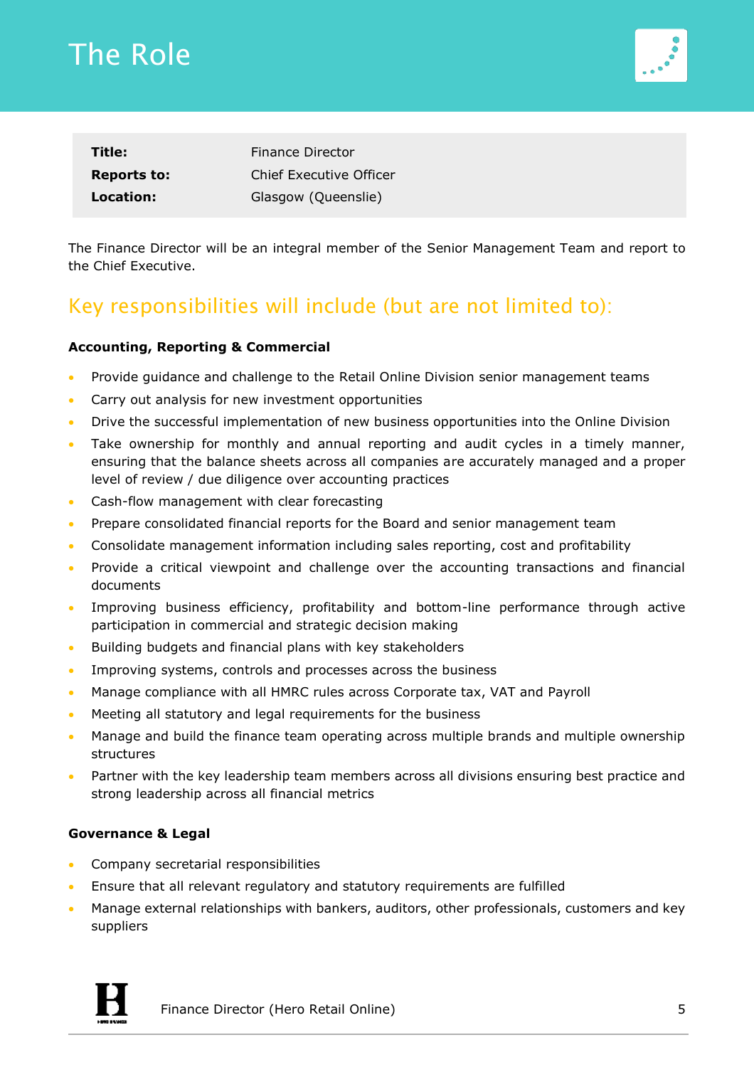# The Role

| | |
|---|---|
| **Title:** | Finance Director |
| **Reports to:** | Chief Executive Officer |
| **Location:** | Glasgow (Queenslie) |

The Finance Director will be an integral member of the Senior Management Team and report to the Chief Executive.

## Key responsibilities will include (but are not limited to):

**Accounting, Reporting & Commercial**

- Provide guidance and challenge to the Retail Online Division senior management teams
- Carry out analysis for new investment opportunities
- Drive the successful implementation of new business opportunities into the Online Division
- Take ownership for monthly and annual reporting and audit cycles in a timely manner, ensuring that the balance sheets across all companies are accurately managed and a proper level of review / due diligence over accounting practices
- Cash-flow management with clear forecasting
- Prepare consolidated financial reports for the Board and senior management team
- Consolidate management information including sales reporting, cost and profitability
- Provide a critical viewpoint and challenge over the accounting transactions and financial documents
- Improving business efficiency, profitability and bottom-line performance through active participation in commercial and strategic decision making
- Building budgets and financial plans with key stakeholders
- Improving systems, controls and processes across the business
- Manage compliance with all HMRC rules across Corporate tax, VAT and Payroll
- Meeting all statutory and legal requirements for the business
- Manage and build the finance team operating across multiple brands and multiple ownership structures
- Partner with the key leadership team members across all divisions ensuring best practice and strong leadership across all financial metrics

**Governance & Legal**

- Company secretarial responsibilities
- Ensure that all relevant regulatory and statutory requirements are fulfilled
- Manage external relationships with bankers, auditors, other professionals, customers and key suppliers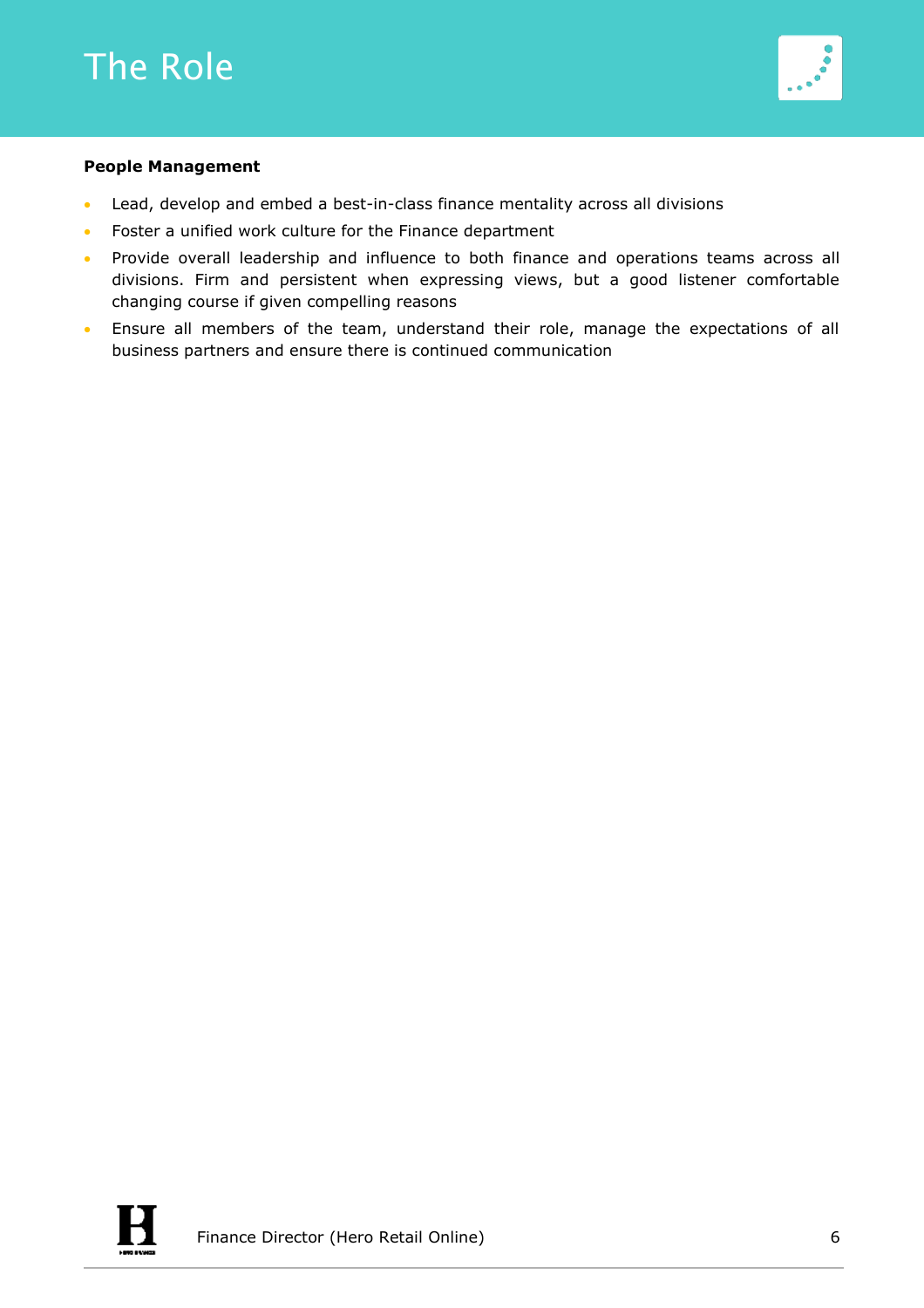# The Role

**People Management**

- Lead, develop and embed a best-in-class finance mentality across all divisions
- Foster a unified work culture for the Finance department
- Provide overall leadership and influence to both finance and operations teams across all divisions. Firm and persistent when expressing views, but a good listener comfortable changing course if given compelling reasons
- Ensure all members of the team, understand their role, manage the expectations of all business partners and ensure there is continued communication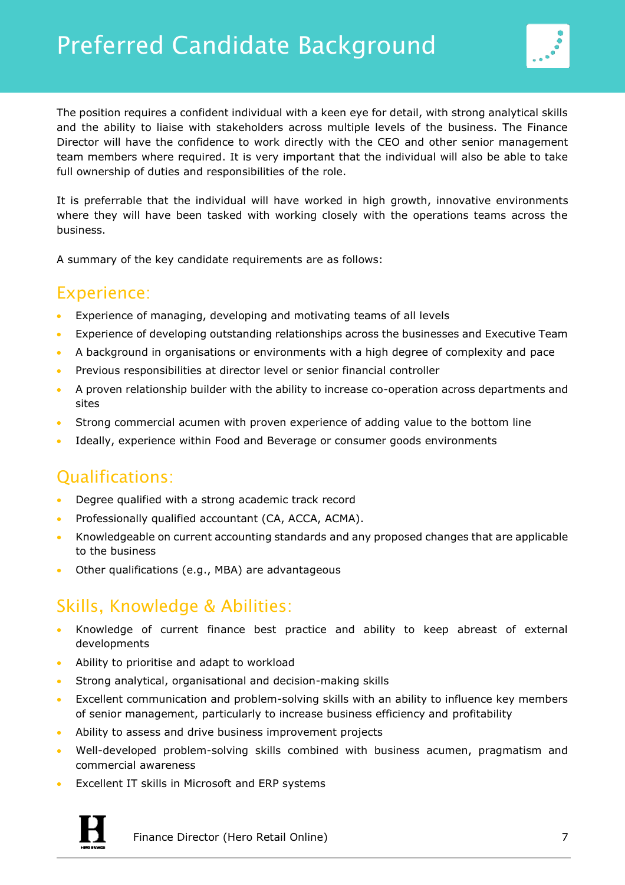# Preferred Candidate Background

The position requires a confident individual with a keen eye for detail, with strong analytical skills and the ability to liaise with stakeholders across multiple levels of the business. The Finance Director will have the confidence to work directly with the CEO and other senior management team members where required. It is very important that the individual will also be able to take full ownership of duties and responsibilities of the role.

It is preferrable that the individual will have worked in high growth, innovative environments where they will have been tasked with working closely with the operations teams across the business.

A summary of the key candidate requirements are as follows:

## Experience:

- Experience of managing, developing and motivating teams of all levels
- Experience of developing outstanding relationships across the businesses and Executive Team
- A background in organisations or environments with a high degree of complexity and pace
- Previous responsibilities at director level or senior financial controller
- A proven relationship builder with the ability to increase co-operation across departments and sites
- Strong commercial acumen with proven experience of adding value to the bottom line
- Ideally, experience within Food and Beverage or consumer goods environments

## Qualifications:

- Degree qualified with a strong academic track record
- Professionally qualified accountant (CA, ACCA, ACMA).
- Knowledgeable on current accounting standards and any proposed changes that are applicable to the business
- Other qualifications (e.g., MBA) are advantageous

## Skills, Knowledge & Abilities:

- Knowledge of current finance best practice and ability to keep abreast of external developments
- Ability to prioritise and adapt to workload
- Strong analytical, organisational and decision-making skills
- Excellent communication and problem-solving skills with an ability to influence key members of senior management, particularly to increase business efficiency and profitability
- Ability to assess and drive business improvement projects
- Well-developed problem-solving skills combined with business acumen, pragmatism and commercial awareness
- Excellent IT skills in Microsoft and ERP systems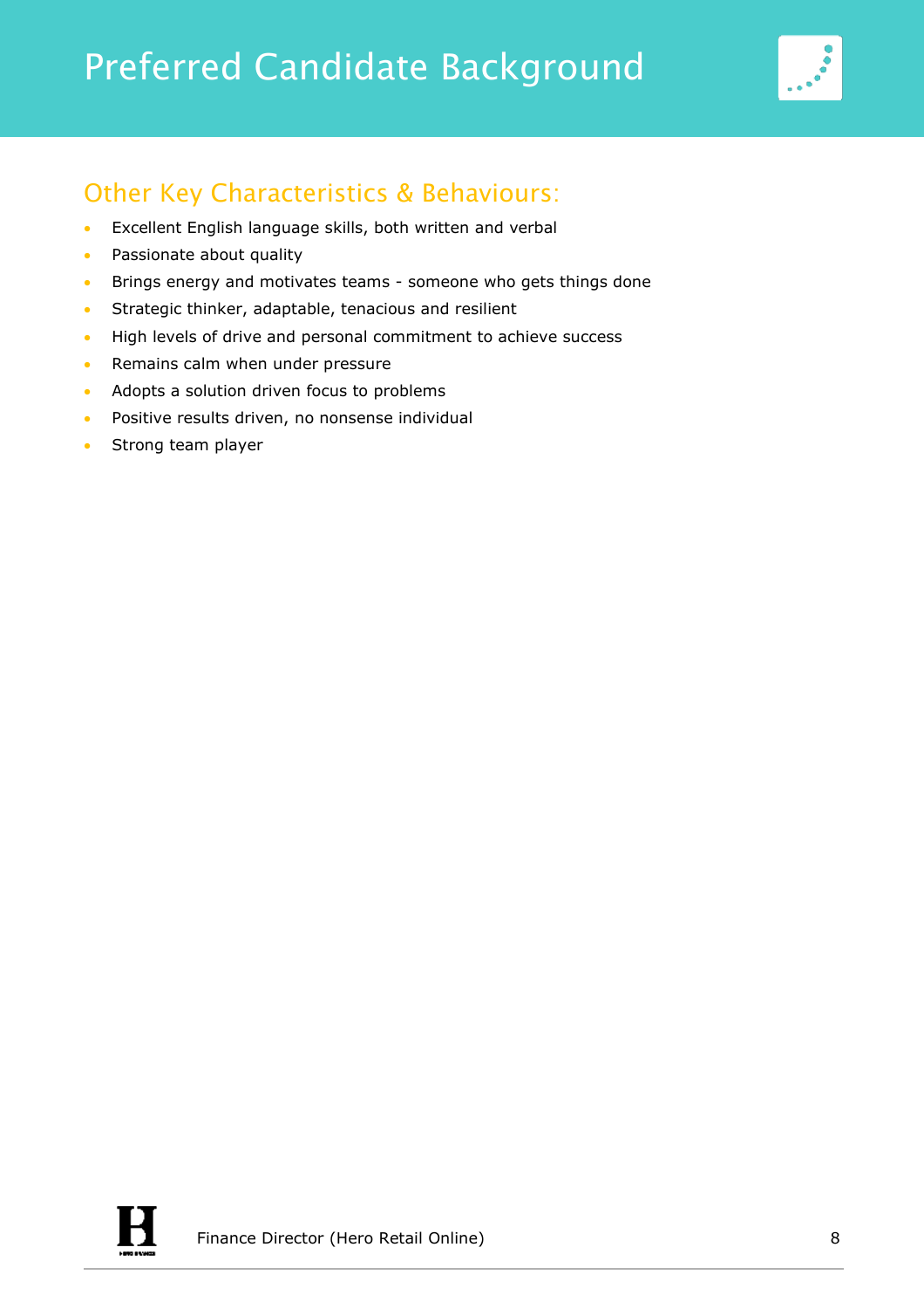# Preferred Candidate Background

## Other Key Characteristics & Behaviours:

- Excellent English language skills, both written and verbal
- Passionate about quality
- Brings energy and motivates teams - someone who gets things done
- Strategic thinker, adaptable, tenacious and resilient
- High levels of drive and personal commitment to achieve success
- Remains calm when under pressure
- Adopts a solution driven focus to problems
- Positive results driven, no nonsense individual
- Strong team player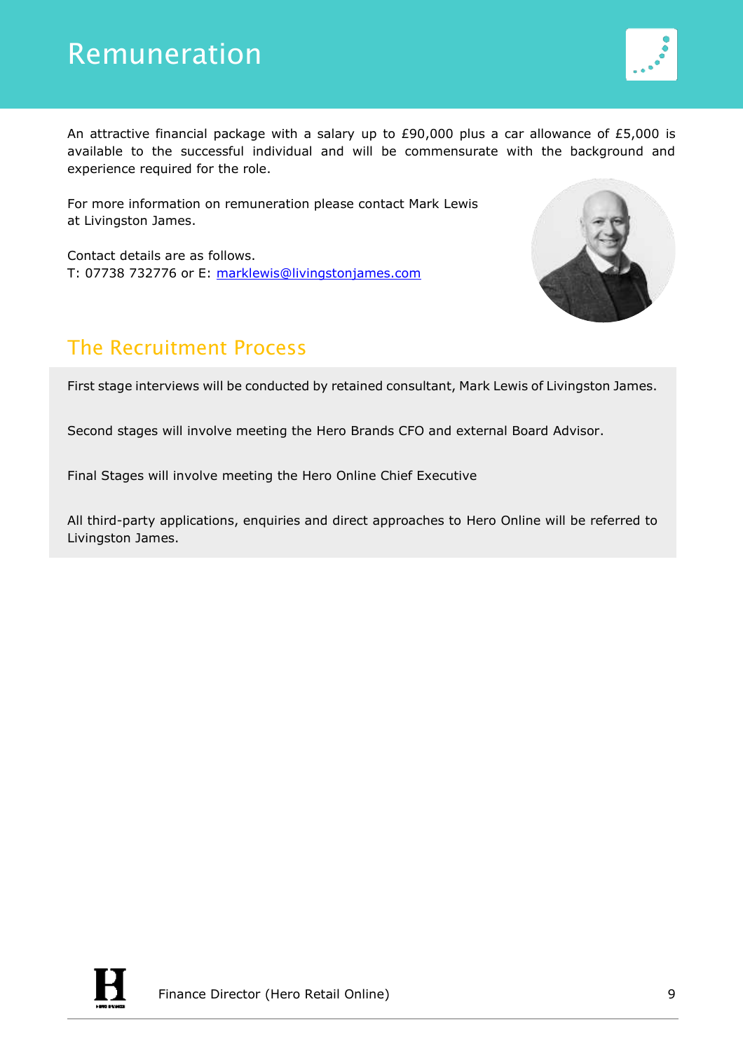# Remuneration

An attractive financial package with a salary up to £90,000 plus a car allowance of £5,000 is available to the successful individual and will be commensurate with the background and experience required for the role.

For more information on remuneration please contact Mark Lewis at Livingston James.

Contact details are as follows.
T: 07738 732776 or E: marklewis@livingstonjames.com

## The Recruitment Process

First stage interviews will be conducted by retained consultant, Mark Lewis of Livingston James.

Second stages will involve meeting the Hero Brands CFO and external Board Advisor.

Final Stages will involve meeting the Hero Online Chief Executive

All third-party applications, enquiries and direct approaches to Hero Online will be referred to Livingston James.